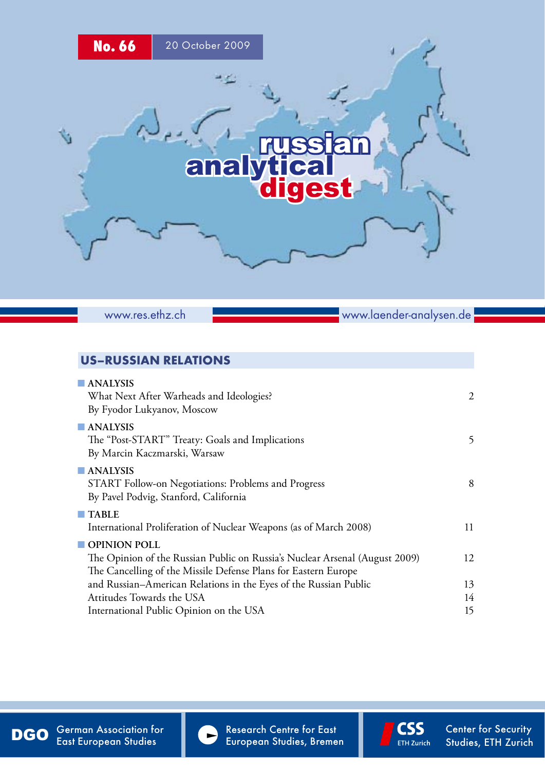No. 66 20 October 2009

# russian analytical digest

www.res.ethz.ch www.laender-analysen.de

## US–RUSSIAN RELATIONS

| | |
|---|---|
| **ANALYSIS**<br>What Next After Warheads and Ideologies?<br>By Fyodor Lukyanov, Moscow | 2 |
| **ANALYSIS**<br>The "Post-START" Treaty: Goals and Implications<br>By Marcin Kaczmarski, Warsaw | 5 |
| **ANALYSIS**<br>START Follow-on Negotiations: Problems and Progress<br>By Pavel Podvig, Stanford, California | 8 |
| **TABLE**<br>International Proliferation of Nuclear Weapons (as of March 2008) | 11 |
| **OPINION POLL**<br>The Opinion of the Russian Public on Russia's Nuclear Arsenal (August 2009) | 12 |
| The Cancelling of the Missile Defense Plans for Eastern Europe and Russian–American Relations in the Eyes of the Russian Public | 13 |
| Attitudes Towards the USA | 14 |
| International Public Opinion on the USA | 15 |

DGO German Association for East European Studies

Research Centre for East European Studies, Bremen

CSS ETH Zurich Center for Security Studies, ETH Zurich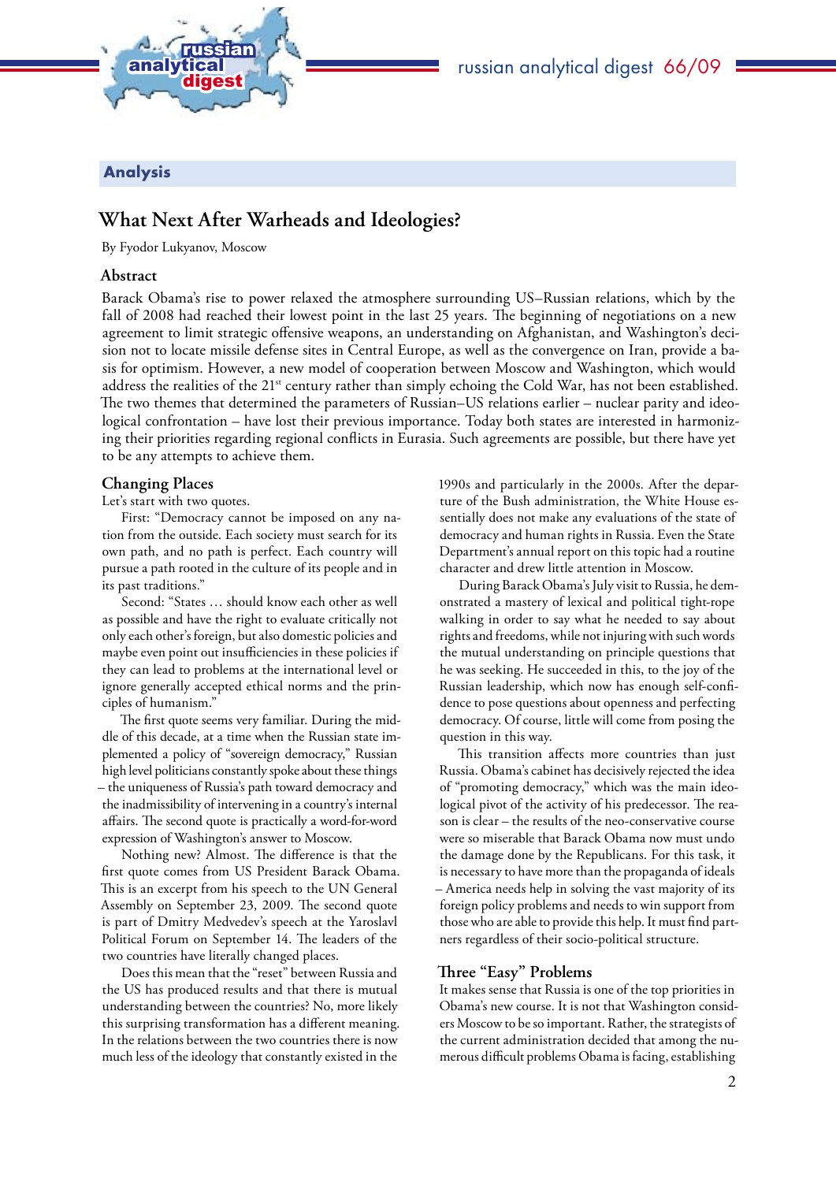## Analysis

# What Next After Warheads and Ideologies?

By Fyodor Lukyanov, Moscow

## Abstract

Barack Obama's rise to power relaxed the atmosphere surrounding US–Russian relations, which by the fall of 2008 had reached their lowest point in the last 25 years. The beginning of negotiations on a new agreement to limit strategic offensive weapons, an understanding on Afghanistan, and Washington's decision not to locate missile defense sites in Central Europe, as well as the convergence on Iran, provide a basis for optimism. However, a new model of cooperation between Moscow and Washington, which would address the realities of the 21st century rather than simply echoing the Cold War, has not been established. The two themes that determined the parameters of Russian–US relations earlier – nuclear parity and ideological confrontation – have lost their previous importance. Today both states are interested in harmonizing their priorities regarding regional conflicts in Eurasia. Such agreements are possible, but there have yet to be any attempts to achieve them.

## Changing Places

Let's start with two quotes.

First: "Democracy cannot be imposed on any nation from the outside. Each society must search for its own path, and no path is perfect. Each country will pursue a path rooted in the culture of its people and in its past traditions."

Second: "States … should know each other as well as possible and have the right to evaluate critically not only each other's foreign, but also domestic policies and maybe even point out insufficiencies in these policies if they can lead to problems at the international level or ignore generally accepted ethical norms and the principles of humanism."

The first quote seems very familiar. During the middle of this decade, at a time when the Russian state implemented a policy of "sovereign democracy," Russian high level politicians constantly spoke about these things – the uniqueness of Russia's path toward democracy and the inadmissibility of intervening in a country's internal affairs. The second quote is practically a word-for-word expression of Washington's answer to Moscow.

Nothing new? Almost. The difference is that the first quote comes from US President Barack Obama. This is an excerpt from his speech to the UN General Assembly on September 23, 2009. The second quote is part of Dmitry Medvedev's speech at the Yaroslavl Political Forum on September 14. The leaders of the two countries have literally changed places.

Does this mean that the "reset" between Russia and the US has produced results and that there is mutual understanding between the countries? No, more likely this surprising transformation has a different meaning. In the relations between the two countries there is now much less of the ideology that constantly existed in the 1990s and particularly in the 2000s. After the departure of the Bush administration, the White House essentially does not make any evaluations of the state of democracy and human rights in Russia. Even the State Department's annual report on this topic had a routine character and drew little attention in Moscow.

During Barack Obama's July visit to Russia, he demonstrated a mastery of lexical and political tight-rope walking in order to say what he needed to say about rights and freedoms, while not injuring with such words the mutual understanding on principle questions that he was seeking. He succeeded in this, to the joy of the Russian leadership, which now has enough self-confidence to pose questions about openness and perfecting democracy. Of course, little will come from posing the question in this way.

This transition affects more countries than just Russia. Obama's cabinet has decisively rejected the idea of "promoting democracy," which was the main ideological pivot of the activity of his predecessor. The reason is clear – the results of the neo-conservative course were so miserable that Barack Obama now must undo the damage done by the Republicans. For this task, it is necessary to have more than the propaganda of ideals – America needs help in solving the vast majority of its foreign policy problems and needs to win support from those who are able to provide this help. It must find partners regardless of their socio-political structure.

## Three "Easy" Problems

It makes sense that Russia is one of the top priorities in Obama's new course. It is not that Washington considers Moscow to be so important. Rather, the strategists of the current administration decided that among the numerous difficult problems Obama is facing, establishing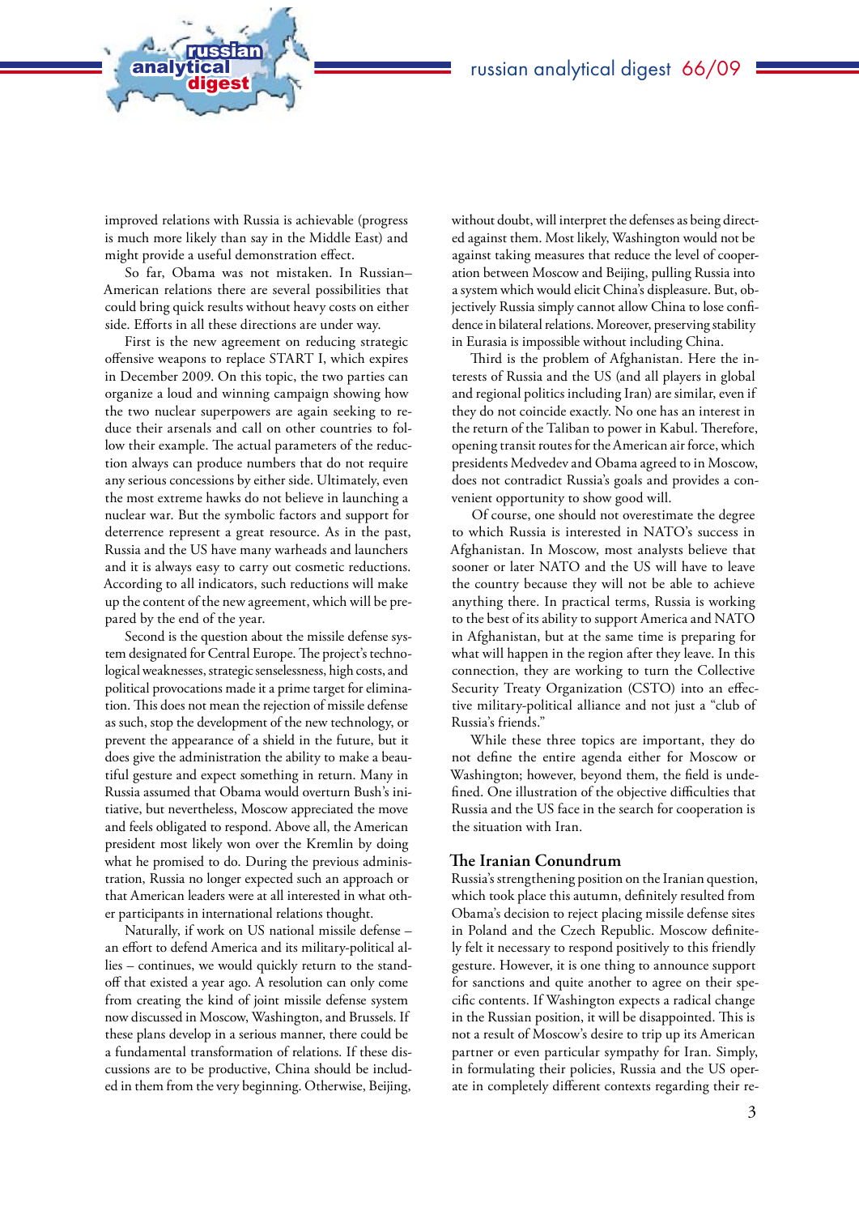improved relations with Russia is achievable (progress is much more likely than say in the Middle East) and might provide a useful demonstration effect.

So far, Obama was not mistaken. In Russian–American relations there are several possibilities that could bring quick results without heavy costs on either side. Efforts in all these directions are under way.

First is the new agreement on reducing strategic offensive weapons to replace START I, which expires in December 2009. On this topic, the two parties can organize a loud and winning campaign showing how the two nuclear superpowers are again seeking to reduce their arsenals and call on other countries to follow their example. The actual parameters of the reduction always can produce numbers that do not require any serious concessions by either side. Ultimately, even the most extreme hawks do not believe in launching a nuclear war. But the symbolic factors and support for deterrence represent a great resource. As in the past, Russia and the US have many warheads and launchers and it is always easy to carry out cosmetic reductions. According to all indicators, such reductions will make up the content of the new agreement, which will be prepared by the end of the year.

Second is the question about the missile defense system designated for Central Europe. The project's technological weaknesses, strategic senselessness, high costs, and political provocations made it a prime target for elimination. This does not mean the rejection of missile defense as such, stop the development of the new technology, or prevent the appearance of a shield in the future, but it does give the administration the ability to make a beautiful gesture and expect something in return. Many in Russia assumed that Obama would overturn Bush's initiative, but nevertheless, Moscow appreciated the move and feels obligated to respond. Above all, the American president most likely won over the Kremlin by doing what he promised to do. During the previous administration, Russia no longer expected such an approach or that American leaders were at all interested in what other participants in international relations thought.

Naturally, if work on US national missile defense – an effort to defend America and its military-political allies – continues, we would quickly return to the standoff that existed a year ago. A resolution can only come from creating the kind of joint missile defense system now discussed in Moscow, Washington, and Brussels. If these plans develop in a serious manner, there could be a fundamental transformation of relations. If these discussions are to be productive, China should be included in them from the very beginning. Otherwise, Beijing, without doubt, will interpret the defenses as being directed against them. Most likely, Washington would not be against taking measures that reduce the level of cooperation between Moscow and Beijing, pulling Russia into a system which would elicit China's displeasure. But, objectively Russia simply cannot allow China to lose confidence in bilateral relations. Moreover, preserving stability in Eurasia is impossible without including China.

Third is the problem of Afghanistan. Here the interests of Russia and the US (and all players in global and regional politics including Iran) are similar, even if they do not coincide exactly. No one has an interest in the return of the Taliban to power in Kabul. Therefore, opening transit routes for the American air force, which presidents Medvedev and Obama agreed to in Moscow, does not contradict Russia's goals and provides a convenient opportunity to show good will.

Of course, one should not overestimate the degree to which Russia is interested in NATO's success in Afghanistan. In Moscow, most analysts believe that sooner or later NATO and the US will have to leave the country because they will not be able to achieve anything there. In practical terms, Russia is working to the best of its ability to support America and NATO in Afghanistan, but at the same time is preparing for what will happen in the region after they leave. In this connection, they are working to turn the Collective Security Treaty Organization (CSTO) into an effective military-political alliance and not just a "club of Russia's friends."

While these three topics are important, they do not define the entire agenda either for Moscow or Washington; however, beyond them, the field is undefined. One illustration of the objective difficulties that Russia and the US face in the search for cooperation is the situation with Iran.

## The Iranian Conundrum

Russia's strengthening position on the Iranian question, which took place this autumn, definitely resulted from Obama's decision to reject placing missile defense sites in Poland and the Czech Republic. Moscow definitely felt it necessary to respond positively to this friendly gesture. However, it is one thing to announce support for sanctions and quite another to agree on their specific contents. If Washington expects a radical change in the Russian position, it will be disappointed. This is not a result of Moscow's desire to trip up its American partner or even particular sympathy for Iran. Simply, in formulating their policies, Russia and the US operate in completely different contexts regarding their re-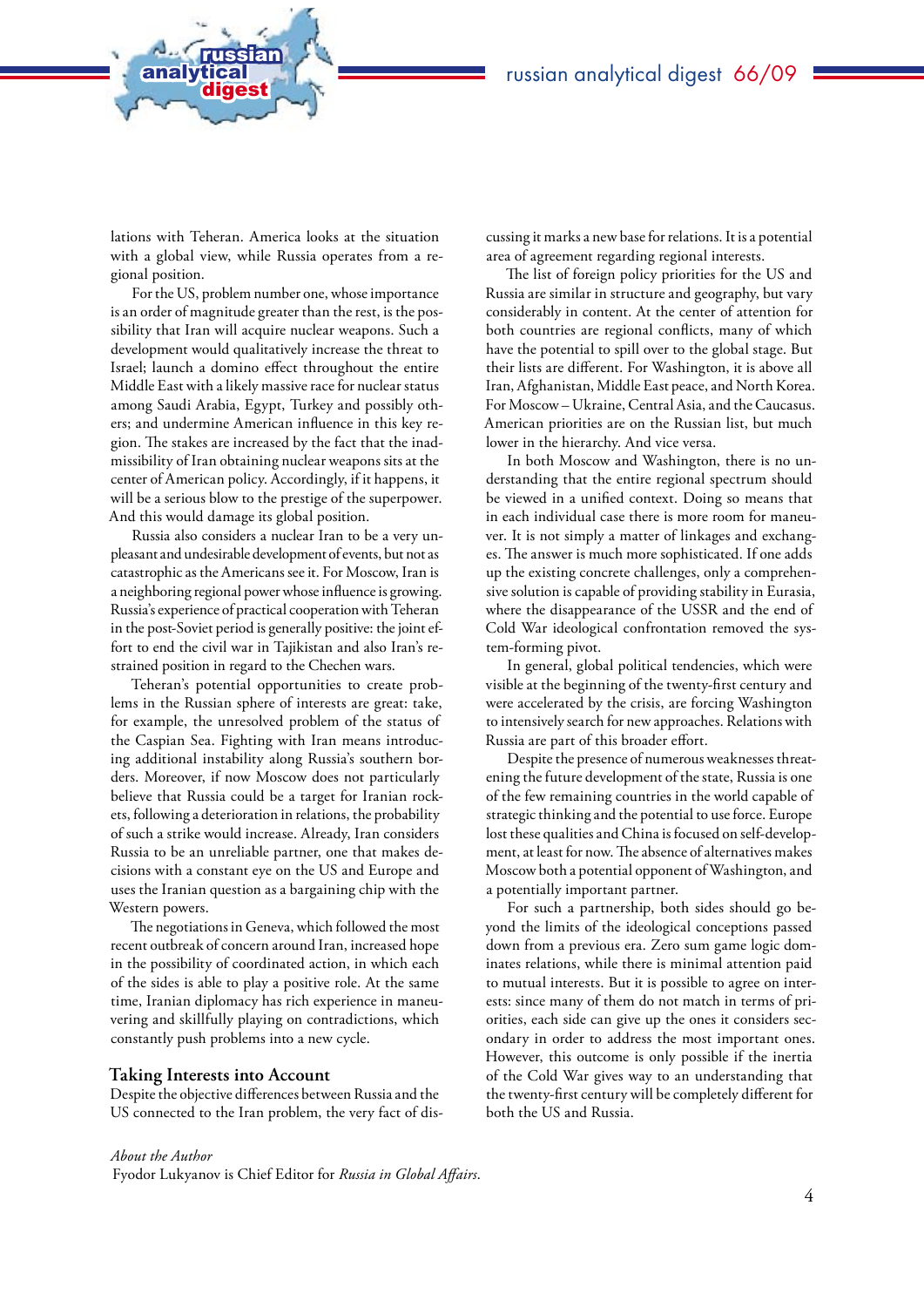lations with Teheran. America looks at the situation with a global view, while Russia operates from a regional position.

For the US, problem number one, whose importance is an order of magnitude greater than the rest, is the possibility that Iran will acquire nuclear weapons. Such a development would qualitatively increase the threat to Israel; launch a domino effect throughout the entire Middle East with a likely massive race for nuclear status among Saudi Arabia, Egypt, Turkey and possibly others; and undermine American influence in this key region. The stakes are increased by the fact that the inadmissibility of Iran obtaining nuclear weapons sits at the center of American policy. Accordingly, if it happens, it will be a serious blow to the prestige of the superpower. And this would damage its global position.

Russia also considers a nuclear Iran to be a very unpleasant and undesirable development of events, but not as catastrophic as the Americans see it. For Moscow, Iran is a neighboring regional power whose influence is growing. Russia's experience of practical cooperation with Teheran in the post-Soviet period is generally positive: the joint effort to end the civil war in Tajikistan and also Iran's restrained position in regard to the Chechen wars.

Teheran's potential opportunities to create problems in the Russian sphere of interests are great: take, for example, the unresolved problem of the status of the Caspian Sea. Fighting with Iran means introducing additional instability along Russia's southern borders. Moreover, if now Moscow does not particularly believe that Russia could be a target for Iranian rockets, following a deterioration in relations, the probability of such a strike would increase. Already, Iran considers Russia to be an unreliable partner, one that makes decisions with a constant eye on the US and Europe and uses the Iranian question as a bargaining chip with the Western powers.

The negotiations in Geneva, which followed the most recent outbreak of concern around Iran, increased hope in the possibility of coordinated action, in which each of the sides is able to play a positive role. At the same time, Iranian diplomacy has rich experience in maneuvering and skillfully playing on contradictions, which constantly push problems into a new cycle.

## Taking Interests into Account

Despite the objective differences between Russia and the US connected to the Iran problem, the very fact of discussing it marks a new base for relations. It is a potential area of agreement regarding regional interests.

The list of foreign policy priorities for the US and Russia are similar in structure and geography, but vary considerably in content. At the center of attention for both countries are regional conflicts, many of which have the potential to spill over to the global stage. But their lists are different. For Washington, it is above all Iran, Afghanistan, Middle East peace, and North Korea. For Moscow – Ukraine, Central Asia, and the Caucasus. American priorities are on the Russian list, but much lower in the hierarchy. And vice versa.

In both Moscow and Washington, there is no understanding that the entire regional spectrum should be viewed in a unified context. Doing so means that in each individual case there is more room for maneuver. It is not simply a matter of linkages and exchanges. The answer is much more sophisticated. If one adds up the existing concrete challenges, only a comprehensive solution is capable of providing stability in Eurasia, where the disappearance of the USSR and the end of Cold War ideological confrontation removed the system-forming pivot.

In general, global political tendencies, which were visible at the beginning of the twenty-first century and were accelerated by the crisis, are forcing Washington to intensively search for new approaches. Relations with Russia are part of this broader effort.

Despite the presence of numerous weaknesses threatening the future development of the state, Russia is one of the few remaining countries in the world capable of strategic thinking and the potential to use force. Europe lost these qualities and China is focused on self-development, at least for now. The absence of alternatives makes Moscow both a potential opponent of Washington, and a potentially important partner.

For such a partnership, both sides should go beyond the limits of the ideological conceptions passed down from a previous era. Zero sum game logic dominates relations, while there is minimal attention paid to mutual interests. But it is possible to agree on interests: since many of them do not match in terms of priorities, each side can give up the ones it considers secondary in order to address the most important ones. However, this outcome is only possible if the inertia of the Cold War gives way to an understanding that the twenty-first century will be completely different for both the US and Russia.

*About the Author*

Fyodor Lukyanov is Chief Editor for *Russia in Global Affairs*.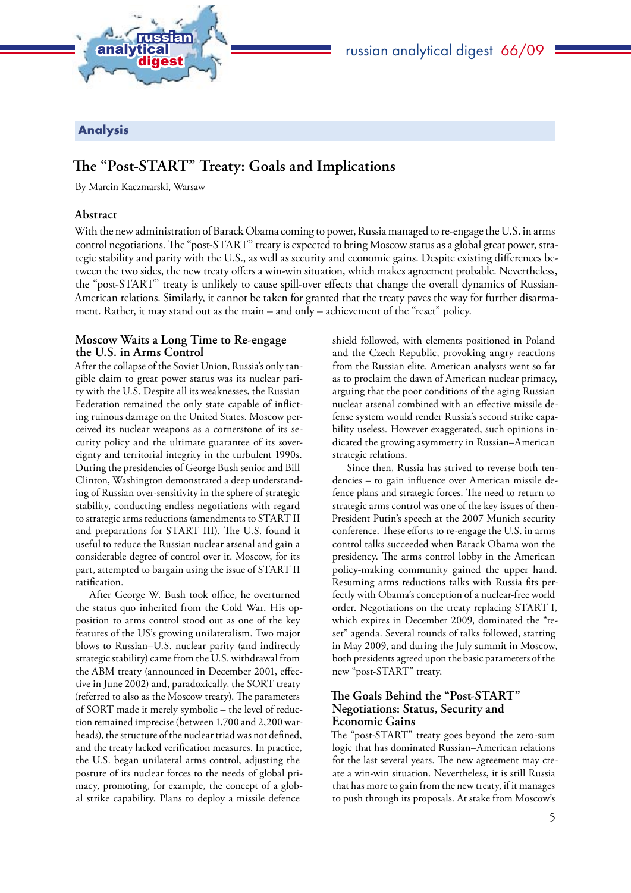## Analysis

# The "Post-START" Treaty: Goals and Implications

By Marcin Kaczmarski, Warsaw

### Abstract

With the new administration of Barack Obama coming to power, Russia managed to re-engage the U.S. in arms control negotiations. The "post-START" treaty is expected to bring Moscow status as a global great power, strategic stability and parity with the U.S., as well as security and economic gains. Despite existing differences between the two sides, the new treaty offers a win-win situation, which makes agreement probable. Nevertheless, the "post-START" treaty is unlikely to cause spill-over effects that change the overall dynamics of Russian-American relations. Similarly, it cannot be taken for granted that the treaty paves the way for further disarmament. Rather, it may stand out as the main – and only – achievement of the "reset" policy.

### Moscow Waits a Long Time to Re-engage the U.S. in Arms Control

After the collapse of the Soviet Union, Russia's only tangible claim to great power status was its nuclear parity with the U.S. Despite all its weaknesses, the Russian Federation remained the only state capable of inflicting ruinous damage on the United States. Moscow perceived its nuclear weapons as a cornerstone of its security policy and the ultimate guarantee of its sovereignty and territorial integrity in the turbulent 1990s. During the presidencies of George Bush senior and Bill Clinton, Washington demonstrated a deep understanding of Russian over-sensitivity in the sphere of strategic stability, conducting endless negotiations with regard to strategic arms reductions (amendments to START II and preparations for START III). The U.S. found it useful to reduce the Russian nuclear arsenal and gain a considerable degree of control over it. Moscow, for its part, attempted to bargain using the issue of START II ratification.

After George W. Bush took office, he overturned the status quo inherited from the Cold War. His opposition to arms control stood out as one of the key features of the US's growing unilateralism. Two major blows to Russian–U.S. nuclear parity (and indirectly strategic stability) came from the U.S. withdrawal from the ABM treaty (announced in December 2001, effective in June 2002) and, paradoxically, the SORT treaty (referred to also as the Moscow treaty). The parameters of SORT made it merely symbolic – the level of reduction remained imprecise (between 1,700 and 2,200 warheads), the structure of the nuclear triad was not defined, and the treaty lacked verification measures. In practice, the U.S. began unilateral arms control, adjusting the posture of its nuclear forces to the needs of global primacy, promoting, for example, the concept of a global strike capability. Plans to deploy a missile defence shield followed, with elements positioned in Poland and the Czech Republic, provoking angry reactions from the Russian elite. American analysts went so far as to proclaim the dawn of American nuclear primacy, arguing that the poor conditions of the aging Russian nuclear arsenal combined with an effective missile defense system would render Russia's second strike capability useless. However exaggerated, such opinions indicated the growing asymmetry in Russian–American strategic relations.

Since then, Russia has strived to reverse both tendencies – to gain influence over American missile defence plans and strategic forces. The need to return to strategic arms control was one of the key issues of then-President Putin's speech at the 2007 Munich security conference. These efforts to re-engage the U.S. in arms control talks succeeded when Barack Obama won the presidency. The arms control lobby in the American policy-making community gained the upper hand. Resuming arms reductions talks with Russia fits perfectly with Obama's conception of a nuclear-free world order. Negotiations on the treaty replacing START I, which expires in December 2009, dominated the "reset" agenda. Several rounds of talks followed, starting in May 2009, and during the July summit in Moscow, both presidents agreed upon the basic parameters of the new "post-START" treaty.

### The Goals Behind the "Post-START" Negotiations: Status, Security and Economic Gains

The "post-START" treaty goes beyond the zero-sum logic that has dominated Russian–American relations for the last several years. The new agreement may create a win-win situation. Nevertheless, it is still Russia that has more to gain from the new treaty, if it manages to push through its proposals. At stake from Moscow's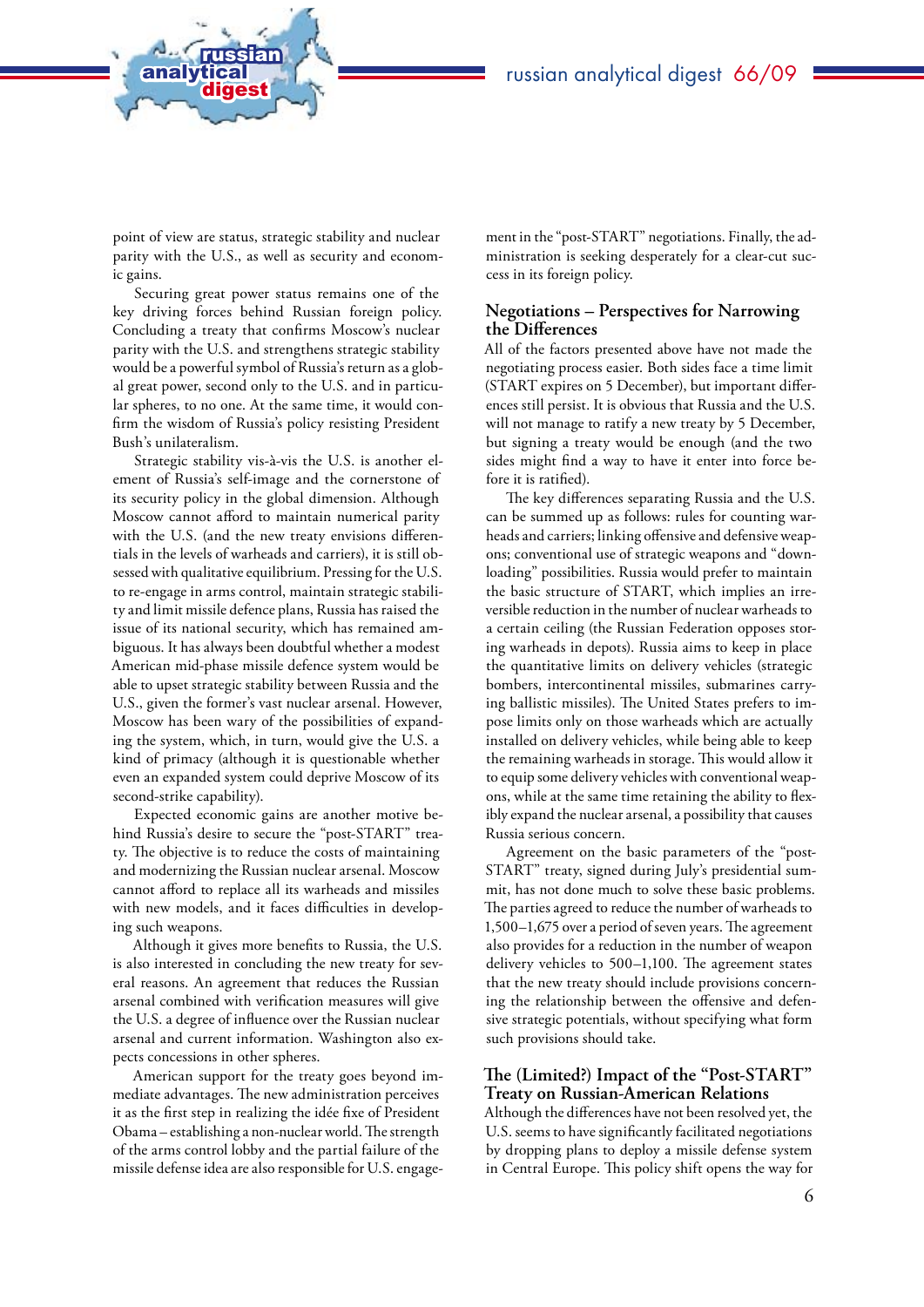point of view are status, strategic stability and nuclear parity with the U.S., as well as security and economic gains.

Securing great power status remains one of the key driving forces behind Russian foreign policy. Concluding a treaty that confirms Moscow's nuclear parity with the U.S. and strengthens strategic stability would be a powerful symbol of Russia's return as a global great power, second only to the U.S. and in particular spheres, to no one. At the same time, it would confirm the wisdom of Russia's policy resisting President Bush's unilateralism.

Strategic stability vis-à-vis the U.S. is another element of Russia's self-image and the cornerstone of its security policy in the global dimension. Although Moscow cannot afford to maintain numerical parity with the U.S. (and the new treaty envisions differentials in the levels of warheads and carriers), it is still obsessed with qualitative equilibrium. Pressing for the U.S. to re-engage in arms control, maintain strategic stability and limit missile defence plans, Russia has raised the issue of its national security, which has remained ambiguous. It has always been doubtful whether a modest American mid-phase missile defence system would be able to upset strategic stability between Russia and the U.S., given the former's vast nuclear arsenal. However, Moscow has been wary of the possibilities of expanding the system, which, in turn, would give the U.S. a kind of primacy (although it is questionable whether even an expanded system could deprive Moscow of its second-strike capability).

Expected economic gains are another motive behind Russia's desire to secure the "post-START" treaty. The objective is to reduce the costs of maintaining and modernizing the Russian nuclear arsenal. Moscow cannot afford to replace all its warheads and missiles with new models, and it faces difficulties in developing such weapons.

Although it gives more benefits to Russia, the U.S. is also interested in concluding the new treaty for several reasons. An agreement that reduces the Russian arsenal combined with verification measures will give the U.S. a degree of influence over the Russian nuclear arsenal and current information. Washington also expects concessions in other spheres.

American support for the treaty goes beyond immediate advantages. The new administration perceives it as the first step in realizing the idée fixe of President Obama – establishing a non-nuclear world. The strength of the arms control lobby and the partial failure of the missile defense idea are also responsible for U.S. engagement in the "post-START" negotiations. Finally, the administration is seeking desperately for a clear-cut success in its foreign policy.

## Negotiations – Perspectives for Narrowing the Differences

All of the factors presented above have not made the negotiating process easier. Both sides face a time limit (START expires on 5 December), but important differences still persist. It is obvious that Russia and the U.S. will not manage to ratify a new treaty by 5 December, but signing a treaty would be enough (and the two sides might find a way to have it enter into force before it is ratified).

The key differences separating Russia and the U.S. can be summed up as follows: rules for counting warheads and carriers; linking offensive and defensive weapons; conventional use of strategic weapons and "downloading" possibilities. Russia would prefer to maintain the basic structure of START, which implies an irreversible reduction in the number of nuclear warheads to a certain ceiling (the Russian Federation opposes storing warheads in depots). Russia aims to keep in place the quantitative limits on delivery vehicles (strategic bombers, intercontinental missiles, submarines carrying ballistic missiles). The United States prefers to impose limits only on those warheads which are actually installed on delivery vehicles, while being able to keep the remaining warheads in storage. This would allow it to equip some delivery vehicles with conventional weapons, while at the same time retaining the ability to flexibly expand the nuclear arsenal, a possibility that causes Russia serious concern.

Agreement on the basic parameters of the "post-START" treaty, signed during July's presidential summit, has not done much to solve these basic problems. The parties agreed to reduce the number of warheads to 1,500–1,675 over a period of seven years. The agreement also provides for a reduction in the number of weapon delivery vehicles to 500–1,100. The agreement states that the new treaty should include provisions concerning the relationship between the offensive and defensive strategic potentials, without specifying what form such provisions should take.

## The (Limited?) Impact of the "Post-START" Treaty on Russian-American Relations

Although the differences have not been resolved yet, the U.S. seems to have significantly facilitated negotiations by dropping plans to deploy a missile defense system in Central Europe. This policy shift opens the way for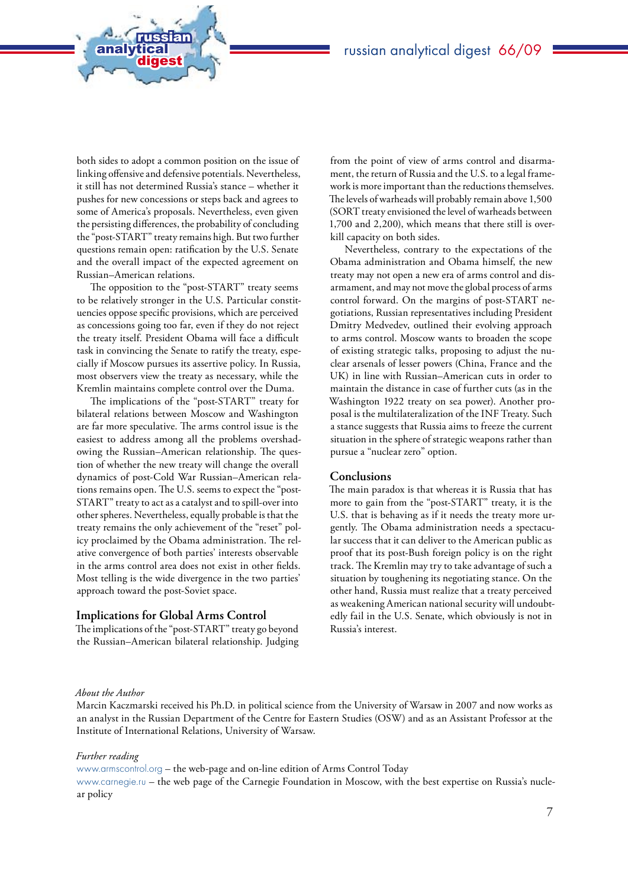both sides to adopt a common position on the issue of linking offensive and defensive potentials. Nevertheless, it still has not determined Russia's stance – whether it pushes for new concessions or steps back and agrees to some of America's proposals. Nevertheless, even given the persisting differences, the probability of concluding the "post-START" treaty remains high. But two further questions remain open: ratification by the U.S. Senate and the overall impact of the expected agreement on Russian–American relations.

The opposition to the "post-START" treaty seems to be relatively stronger in the U.S. Particular constituencies oppose specific provisions, which are perceived as concessions going too far, even if they do not reject the treaty itself. President Obama will face a difficult task in convincing the Senate to ratify the treaty, especially if Moscow pursues its assertive policy. In Russia, most observers view the treaty as necessary, while the Kremlin maintains complete control over the Duma.

The implications of the "post-START" treaty for bilateral relations between Moscow and Washington are far more speculative. The arms control issue is the easiest to address among all the problems overshadowing the Russian–American relationship. The question of whether the new treaty will change the overall dynamics of post-Cold War Russian–American relations remains open. The U.S. seems to expect the "post-START" treaty to act as a catalyst and to spill-over into other spheres. Nevertheless, equally probable is that the treaty remains the only achievement of the "reset" policy proclaimed by the Obama administration. The relative convergence of both parties' interests observable in the arms control area does not exist in other fields. Most telling is the wide divergence in the two parties' approach toward the post-Soviet space.

## Implications for Global Arms Control

The implications of the "post-START" treaty go beyond the Russian–American bilateral relationship. Judging from the point of view of arms control and disarmament, the return of Russia and the U.S. to a legal framework is more important than the reductions themselves. The levels of warheads will probably remain above 1,500 (SORT treaty envisioned the level of warheads between 1,700 and 2,200), which means that there still is overkill capacity on both sides.

Nevertheless, contrary to the expectations of the Obama administration and Obama himself, the new treaty may not open a new era of arms control and disarmament, and may not move the global process of arms control forward. On the margins of post-START negotiations, Russian representatives including President Dmitry Medvedev, outlined their evolving approach to arms control. Moscow wants to broaden the scope of existing strategic talks, proposing to adjust the nuclear arsenals of lesser powers (China, France and the UK) in line with Russian–American cuts in order to maintain the distance in case of further cuts (as in the Washington 1922 treaty on sea power). Another proposal is the multilateralization of the INF Treaty. Such a stance suggests that Russia aims to freeze the current situation in the sphere of strategic weapons rather than pursue a "nuclear zero" option.

## Conclusions

The main paradox is that whereas it is Russia that has more to gain from the "post-START" treaty, it is the U.S. that is behaving as if it needs the treaty more urgently. The Obama administration needs a spectacular success that it can deliver to the American public as proof that its post-Bush foreign policy is on the right track. The Kremlin may try to take advantage of such a situation by toughening its negotiating stance. On the other hand, Russia must realize that a treaty perceived as weakening American national security will undoubtedly fail in the U.S. Senate, which obviously is not in Russia's interest.

*About the Author*

Marcin Kaczmarski received his Ph.D. in political science from the University of Warsaw in 2007 and now works as an analyst in the Russian Department of the Centre for Eastern Studies (OSW) and as an Assistant Professor at the Institute of International Relations, University of Warsaw.

*Further reading*

www.armscontrol.org – the web-page and on-line edition of Arms Control Today
www.carnegie.ru – the web page of the Carnegie Foundation in Moscow, with the best expertise on Russia's nuclear policy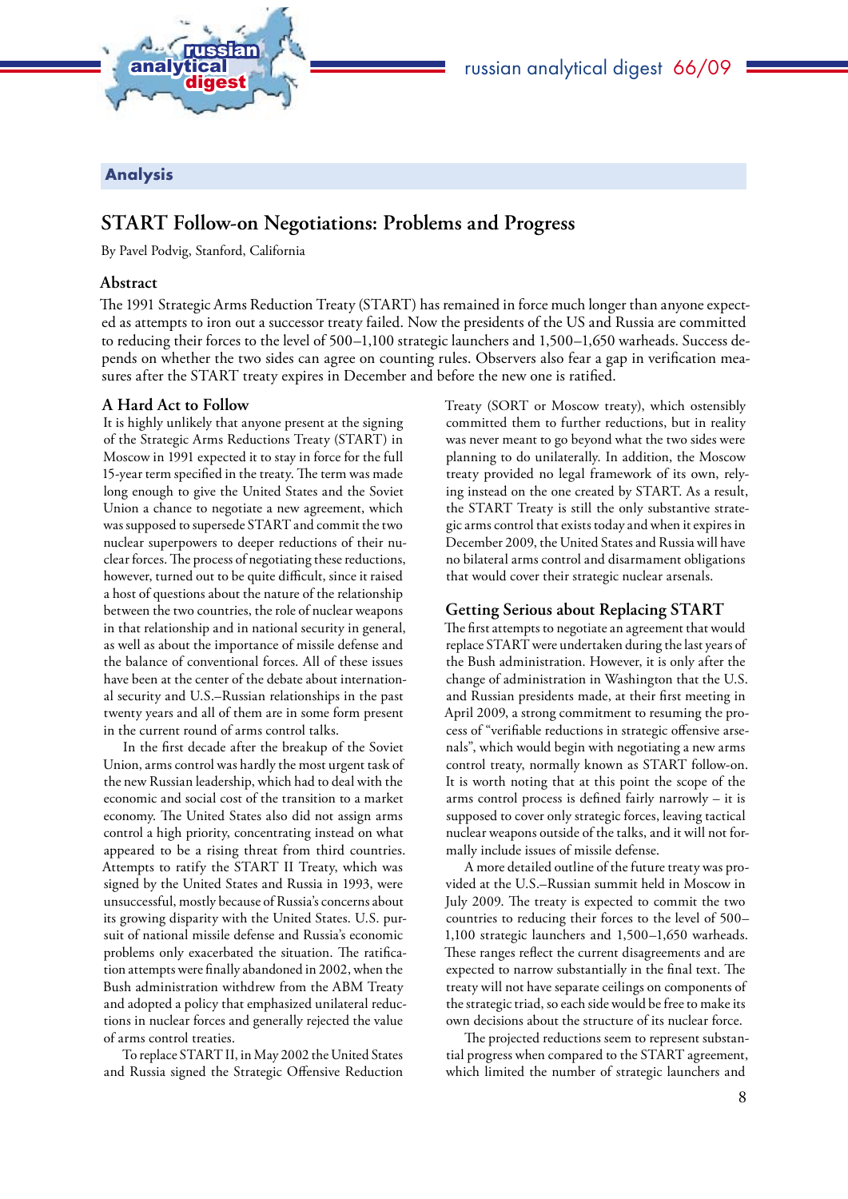## Analysis

# START Follow-on Negotiations: Problems and Progress

By Pavel Podvig, Stanford, California

### Abstract

The 1991 Strategic Arms Reduction Treaty (START) has remained in force much longer than anyone expected as attempts to iron out a successor treaty failed. Now the presidents of the US and Russia are committed to reducing their forces to the level of 500–1,100 strategic launchers and 1,500–1,650 warheads. Success depends on whether the two sides can agree on counting rules. Observers also fear a gap in verification measures after the START treaty expires in December and before the new one is ratified.

### A Hard Act to Follow

It is highly unlikely that anyone present at the signing of the Strategic Arms Reductions Treaty (START) in Moscow in 1991 expected it to stay in force for the full 15-year term specified in the treaty. The term was made long enough to give the United States and the Soviet Union a chance to negotiate a new agreement, which was supposed to supersede START and commit the two nuclear superpowers to deeper reductions of their nuclear forces. The process of negotiating these reductions, however, turned out to be quite difficult, since it raised a host of questions about the nature of the relationship between the two countries, the role of nuclear weapons in that relationship and in national security in general, as well as about the importance of missile defense and the balance of conventional forces. All of these issues have been at the center of the debate about international security and U.S.–Russian relationships in the past twenty years and all of them are in some form present in the current round of arms control talks.

In the first decade after the breakup of the Soviet Union, arms control was hardly the most urgent task of the new Russian leadership, which had to deal with the economic and social cost of the transition to a market economy. The United States also did not assign arms control a high priority, concentrating instead on what appeared to be a rising threat from third countries. Attempts to ratify the START II Treaty, which was signed by the United States and Russia in 1993, were unsuccessful, mostly because of Russia's concerns about its growing disparity with the United States. U.S. pursuit of national missile defense and Russia's economic problems only exacerbated the situation. The ratification attempts were finally abandoned in 2002, when the Bush administration withdrew from the ABM Treaty and adopted a policy that emphasized unilateral reductions in nuclear forces and generally rejected the value of arms control treaties.

To replace START II, in May 2002 the United States and Russia signed the Strategic Offensive Reduction Treaty (SORT or Moscow treaty), which ostensibly committed them to further reductions, but in reality was never meant to go beyond what the two sides were planning to do unilaterally. In addition, the Moscow treaty provided no legal framework of its own, relying instead on the one created by START. As a result, the START Treaty is still the only substantive strategic arms control that exists today and when it expires in December 2009, the United States and Russia will have no bilateral arms control and disarmament obligations that would cover their strategic nuclear arsenals.

### Getting Serious about Replacing START

The first attempts to negotiate an agreement that would replace START were undertaken during the last years of the Bush administration. However, it is only after the change of administration in Washington that the U.S. and Russian presidents made, at their first meeting in April 2009, a strong commitment to resuming the process of "verifiable reductions in strategic offensive arsenals", which would begin with negotiating a new arms control treaty, normally known as START follow-on. It is worth noting that at this point the scope of the arms control process is defined fairly narrowly – it is supposed to cover only strategic forces, leaving tactical nuclear weapons outside of the talks, and it will not formally include issues of missile defense.

A more detailed outline of the future treaty was provided at the U.S.–Russian summit held in Moscow in July 2009. The treaty is expected to commit the two countries to reducing their forces to the level of 500–1,100 strategic launchers and 1,500–1,650 warheads. These ranges reflect the current disagreements and are expected to narrow substantially in the final text. The treaty will not have separate ceilings on components of the strategic triad, so each side would be free to make its own decisions about the structure of its nuclear force.

The projected reductions seem to represent substantial progress when compared to the START agreement, which limited the number of strategic launchers and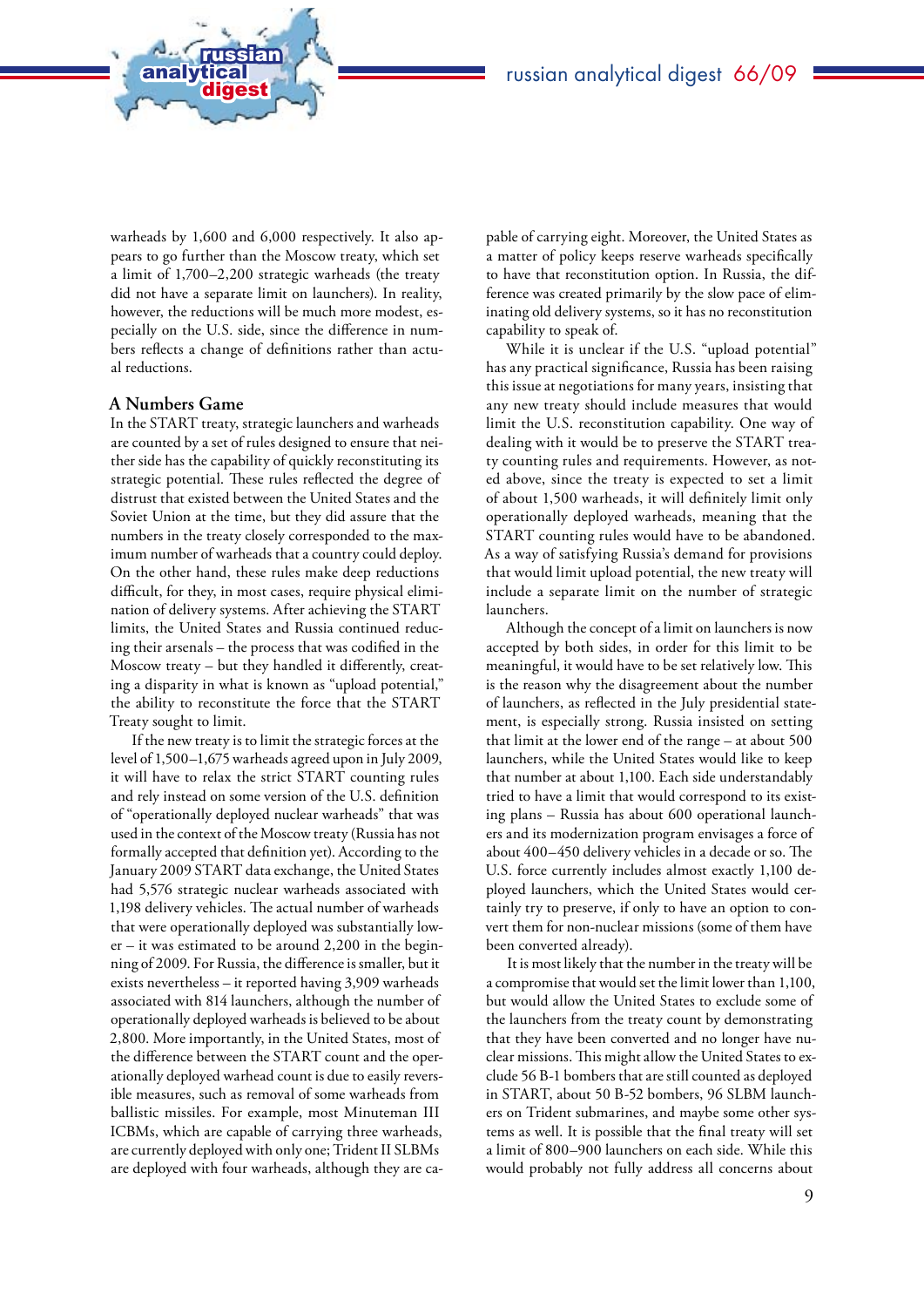warheads by 1,600 and 6,000 respectively. It also appears to go further than the Moscow treaty, which set a limit of 1,700–2,200 strategic warheads (the treaty did not have a separate limit on launchers). In reality, however, the reductions will be much more modest, especially on the U.S. side, since the difference in numbers reflects a change of definitions rather than actual reductions.

### A Numbers Game

In the START treaty, strategic launchers and warheads are counted by a set of rules designed to ensure that neither side has the capability of quickly reconstituting its strategic potential. These rules reflected the degree of distrust that existed between the United States and the Soviet Union at the time, but they did assure that the numbers in the treaty closely corresponded to the maximum number of warheads that a country could deploy. On the other hand, these rules make deep reductions difficult, for they, in most cases, require physical elimination of delivery systems. After achieving the START limits, the United States and Russia continued reducing their arsenals – the process that was codified in the Moscow treaty – but they handled it differently, creating a disparity in what is known as "upload potential," the ability to reconstitute the force that the START Treaty sought to limit.

If the new treaty is to limit the strategic forces at the level of 1,500–1,675 warheads agreed upon in July 2009, it will have to relax the strict START counting rules and rely instead on some version of the U.S. definition of "operationally deployed nuclear warheads" that was used in the context of the Moscow treaty (Russia has not formally accepted that definition yet). According to the January 2009 START data exchange, the United States had 5,576 strategic nuclear warheads associated with 1,198 delivery vehicles. The actual number of warheads that were operationally deployed was substantially lower – it was estimated to be around 2,200 in the beginning of 2009. For Russia, the difference is smaller, but it exists nevertheless – it reported having 3,909 warheads associated with 814 launchers, although the number of operationally deployed warheads is believed to be about 2,800. More importantly, in the United States, most of the difference between the START count and the operationally deployed warhead count is due to easily reversible measures, such as removal of some warheads from ballistic missiles. For example, most Minuteman III ICBMs, which are capable of carrying three warheads, are currently deployed with only one; Trident II SLBMs are deployed with four warheads, although they are capable of carrying eight. Moreover, the United States as a matter of policy keeps reserve warheads specifically to have that reconstitution option. In Russia, the difference was created primarily by the slow pace of eliminating old delivery systems, so it has no reconstitution capability to speak of.

While it is unclear if the U.S. "upload potential" has any practical significance, Russia has been raising this issue at negotiations for many years, insisting that any new treaty should include measures that would limit the U.S. reconstitution capability. One way of dealing with it would be to preserve the START treaty counting rules and requirements. However, as noted above, since the treaty is expected to set a limit of about 1,500 warheads, it will definitely limit only operationally deployed warheads, meaning that the START counting rules would have to be abandoned. As a way of satisfying Russia's demand for provisions that would limit upload potential, the new treaty will include a separate limit on the number of strategic launchers.

Although the concept of a limit on launchers is now accepted by both sides, in order for this limit to be meaningful, it would have to be set relatively low. This is the reason why the disagreement about the number of launchers, as reflected in the July presidential statement, is especially strong. Russia insisted on setting that limit at the lower end of the range – at about 500 launchers, while the United States would like to keep that number at about 1,100. Each side understandably tried to have a limit that would correspond to its existing plans – Russia has about 600 operational launchers and its modernization program envisages a force of about 400–450 delivery vehicles in a decade or so. The U.S. force currently includes almost exactly 1,100 deployed launchers, which the United States would certainly try to preserve, if only to have an option to convert them for non-nuclear missions (some of them have been converted already).

It is most likely that the number in the treaty will be a compromise that would set the limit lower than 1,100, but would allow the United States to exclude some of the launchers from the treaty count by demonstrating that they have been converted and no longer have nuclear missions. This might allow the United States to exclude 56 B-1 bombers that are still counted as deployed in START, about 50 B-52 bombers, 96 SLBM launchers on Trident submarines, and maybe some other systems as well. It is possible that the final treaty will set a limit of 800–900 launchers on each side. While this would probably not fully address all concerns about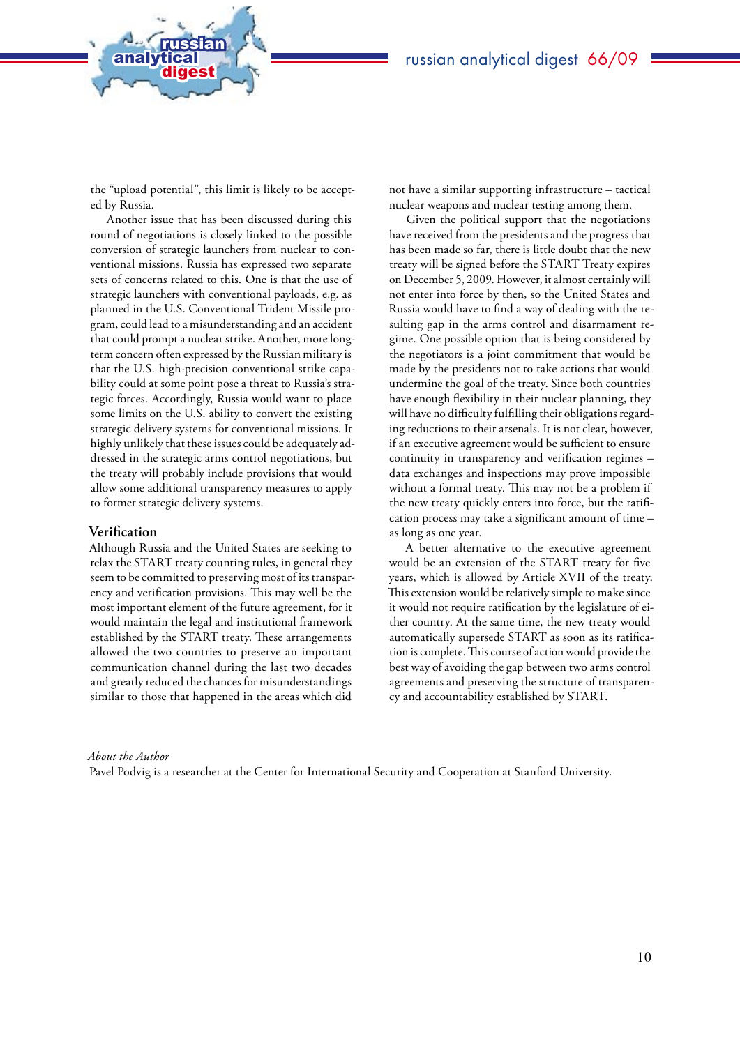the "upload potential", this limit is likely to be accepted by Russia.

Another issue that has been discussed during this round of negotiations is closely linked to the possible conversion of strategic launchers from nuclear to conventional missions. Russia has expressed two separate sets of concerns related to this. One is that the use of strategic launchers with conventional payloads, e.g. as planned in the U.S. Conventional Trident Missile program, could lead to a misunderstanding and an accident that could prompt a nuclear strike. Another, more long-term concern often expressed by the Russian military is that the U.S. high-precision conventional strike capability could at some point pose a threat to Russia's strategic forces. Accordingly, Russia would want to place some limits on the U.S. ability to convert the existing strategic delivery systems for conventional missions. It highly unlikely that these issues could be adequately addressed in the strategic arms control negotiations, but the treaty will probably include provisions that would allow some additional transparency measures to apply to former strategic delivery systems.

## Verification

Although Russia and the United States are seeking to relax the START treaty counting rules, in general they seem to be committed to preserving most of its transparency and verification provisions. This may well be the most important element of the future agreement, for it would maintain the legal and institutional framework established by the START treaty. These arrangements allowed the two countries to preserve an important communication channel during the last two decades and greatly reduced the chances for misunderstandings similar to those that happened in the areas which did not have a similar supporting infrastructure – tactical nuclear weapons and nuclear testing among them.

Given the political support that the negotiations have received from the presidents and the progress that has been made so far, there is little doubt that the new treaty will be signed before the START Treaty expires on December 5, 2009. However, it almost certainly will not enter into force by then, so the United States and Russia would have to find a way of dealing with the resulting gap in the arms control and disarmament regime. One possible option that is being considered by the negotiators is a joint commitment that would be made by the presidents not to take actions that would undermine the goal of the treaty. Since both countries have enough flexibility in their nuclear planning, they will have no difficulty fulfilling their obligations regarding reductions to their arsenals. It is not clear, however, if an executive agreement would be sufficient to ensure continuity in transparency and verification regimes – data exchanges and inspections may prove impossible without a formal treaty. This may not be a problem if the new treaty quickly enters into force, but the ratification process may take a significant amount of time – as long as one year.

A better alternative to the executive agreement would be an extension of the START treaty for five years, which is allowed by Article XVII of the treaty. This extension would be relatively simple to make since it would not require ratification by the legislature of either country. At the same time, the new treaty would automatically supersede START as soon as its ratification is complete. This course of action would provide the best way of avoiding the gap between two arms control agreements and preserving the structure of transparency and accountability established by START.

*About the Author*

Pavel Podvig is a researcher at the Center for International Security and Cooperation at Stanford University.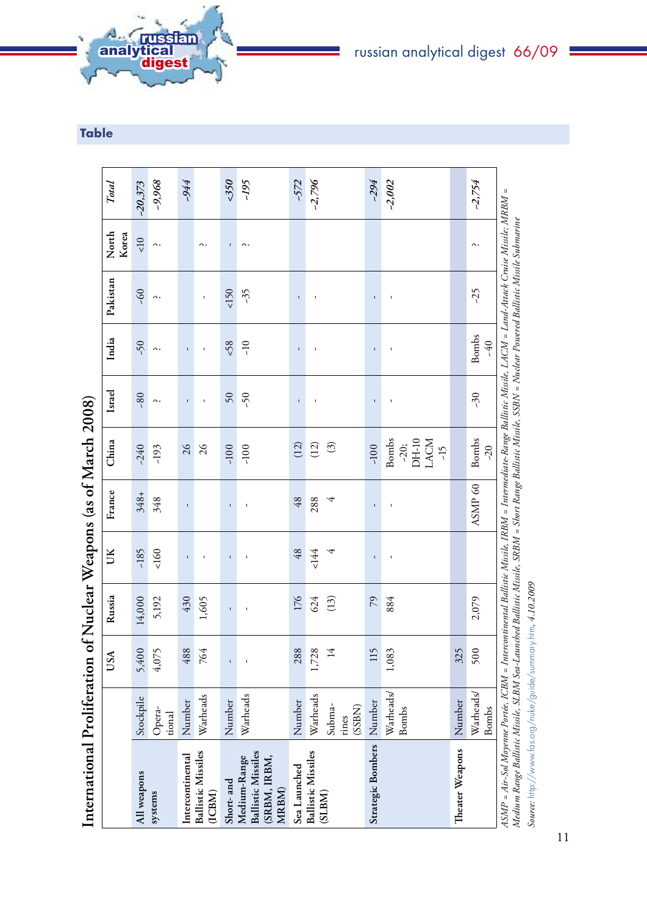## Table

### International Proliferation of Nuclear Weapons (as of March 2008)

| | | USA | Russia | UK | France | China | Israel | India | Pakistan | North Korea | *Total* |
|---|---|---|---|---|---|---|---|---|---|---|---|
| All weapons systems | Stockpile | 5,400 | 14,000 | ~185 | 348+ | ~240 | ~80 | ~50 | ~60 | <10 | *~20,373* |
| | Operational | 4,075 | 5,192 | <160 | 348 | ~193 | ? | ? | ? | ? | *~9,968* |
| Intercontinental Ballistic Missiles (ICBM) | Number | 488 | 430 | - | - | 26 | - | - | | | *~944* |
| | Warheads | 764 | 1,605 | - | | 26 | - | - | - | ? | |
| Short- and Medium-Range Ballistic Missiles (SRBM, IRBM, MRBM) | Number | - | - | - | - | ~100 | 50 | <58 | <150 | - | *<350* |
| | Warheads | - | - | - | - | ~100 | ~50 | ~10 | ~35 | ? | *~195* |
| Sea Launched Ballistic Missiles (SLBM) | Number | 288 | 176 | 48 | 48 | (12) | - | - | - | | *~572* |
| | Warheads | 1,728 | 624 | <144 | 288 | (12) | - | - | - | | *~2,796* |
| | Submarines (SSBN) | 14 | (13) | 4 | 4 | (3) | | | | | |
| Strategic Bombers | Number | 115 | 79 | - | - | ~100 | - | - | - | | *~294* |
| | Warheads/ Bombs | 1,083 | 884 | - | - | Bombs ~20; DH-10 LACM ~15 | - | - | - | | *~2,002* |
| Theater Weapons | Number | 325 | | | | | | | | | |
| | Warheads/ Bombs | 500 | 2,079 | | ASMP 60 | Bombs ~20 | ~30 | Bombs ~40 | ~25 | ? | *~2,754* |

*ASMP = Air-Sol Moyenne Portée, ICBM = Intercontinental Ballistic Missile, IRBM = Intermediate-Range Ballistic Missile, LACM = Land-Attack Cruise Missile; MRBM = Medium Range Ballistic Missile, SLBM Sea-Launched Ballistic Missile, SRBM = Short Range Ballistic Missile, SSBN = Nuclear Powered Ballistic Missile Submarine*

*Source:* http://www.fas.org/nuke/guide/summary.htm, 4.10.2009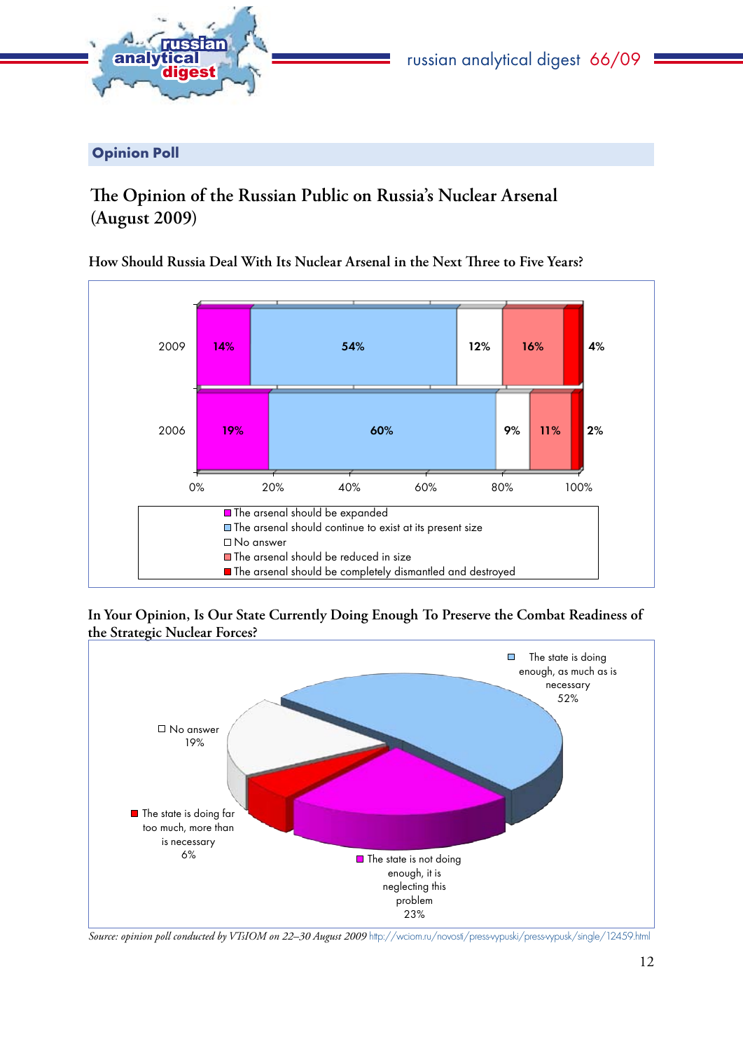## Opinion Poll

# The Opinion of the Russian Public on Russia's Nuclear Arsenal (August 2009)

### How Should Russia Deal With Its Nuclear Arsenal in the Next Three to Five Years?

| | The arsenal should be expanded | The arsenal should continue to exist at its present size | No answer | The arsenal should be reduced in size | The arsenal should be completely dismantled and destroyed |
|---|---|---|---|---|---|
| 2009 | 14% | 54% | 12% | 16% | 4% |
| 2006 | 19% | 60% | 9% | 11% | 2% |

### In Your Opinion, Is Our State Currently Doing Enough To Preserve the Combat Readiness of the Strategic Nuclear Forces?

| Answer | % |
|---|---|
| The state is doing enough, as much as is necessary | 52% |
| The state is not doing enough, it is neglecting this problem | 23% |
| The state is doing far too much, more than is necessary | 6% |
| No answer | 19% |

*Source: opinion poll conducted by VTsIOM on 22–30 August 2009* http://wciom.ru/novosti/press-vypuski/press-vypusk/single/12459.html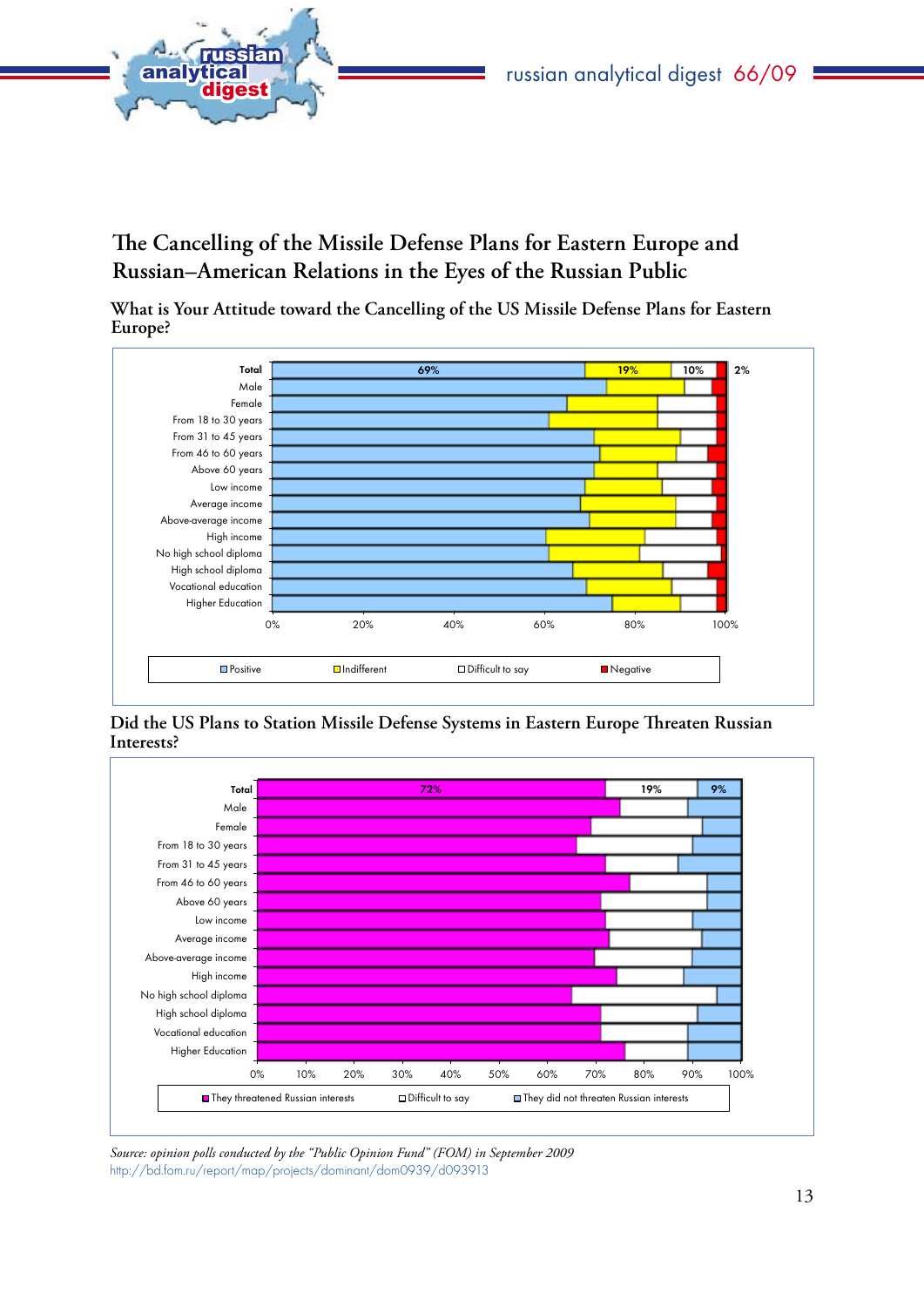# The Cancelling of the Missile Defense Plans for Eastern Europe and Russian–American Relations in the Eyes of the Russian Public

## What is Your Attitude toward the Cancelling of the US Missile Defense Plans for Eastern Europe?

| | Positive | Indifferent | Difficult to say | Negative |
|---|---|---|---|---|
| Total | 69% | 19% | 10% | 2% |

Rows shown: Total, Male, Female, From 18 to 30 years, From 31 to 45 years, From 46 to 60 years, Above 60 years, Low income, Average income, Above-average income, High income, No high school diploma, High school diploma, Vocational education, Higher Education

## Did the US Plans to Station Missile Defense Systems in Eastern Europe Threaten Russian Interests?

| | They threatened Russian interests | Difficult to say | They did not threaten Russian interests |
|---|---|---|---|
| Total | 72% | 19% | 9% |

Rows shown: Total, Male, Female, From 18 to 30 years, From 31 to 45 years, From 46 to 60 years, Above 60 years, Low income, Average income, Above-average income, High income, No high school diploma, High school diploma, Vocational education, Higher Education

*Source: opinion polls conducted by the "Public Opinion Fund" (FOM) in September 2009*
http://bd.fom.ru/report/map/projects/dominant/dom0939/d093913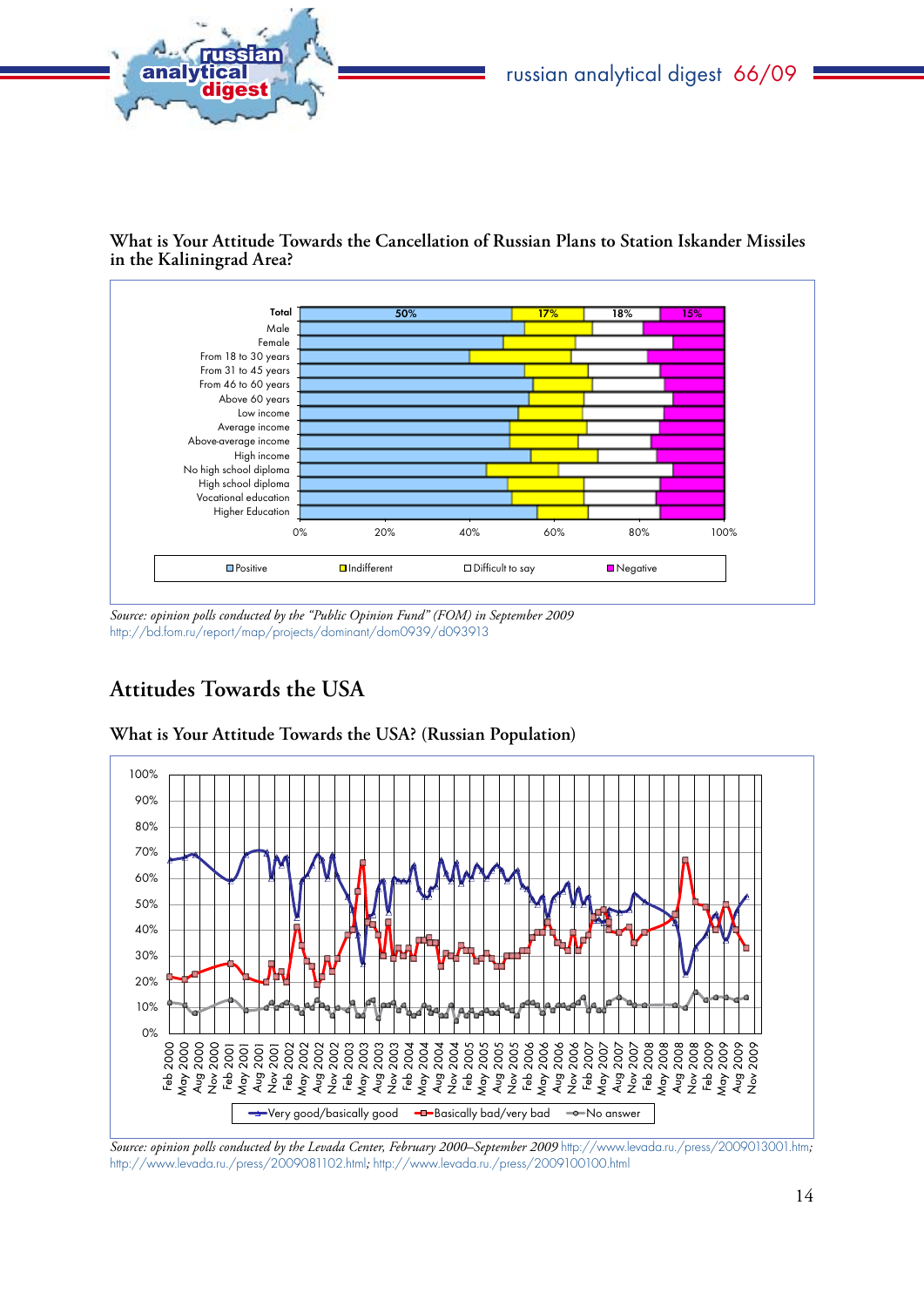### What is Your Attitude Towards the Cancellation of Russian Plans to Station Iskander Missiles in the Kaliningrad Area?

|  | Positive | Indifferent | Difficult to say | Negative |
|---|---|---|---|---|
| Total | 50% | 17% | 18% | 15% |

*Source: opinion polls conducted by the "Public Opinion Fund" (FOM) in September 2009*
http://bd.fom.ru/report/map/projects/dominant/dom0939/d093913

## Attitudes Towards the USA

### What is Your Attitude Towards the USA? (Russian Population)

*Source: opinion polls conducted by the Levada Center, February 2000–September 2009* http://www.levada.ru/press/2009013001.htm; http://www.levada.ru/press/2009081102.html; http://www.levada.ru/press/2009100100.html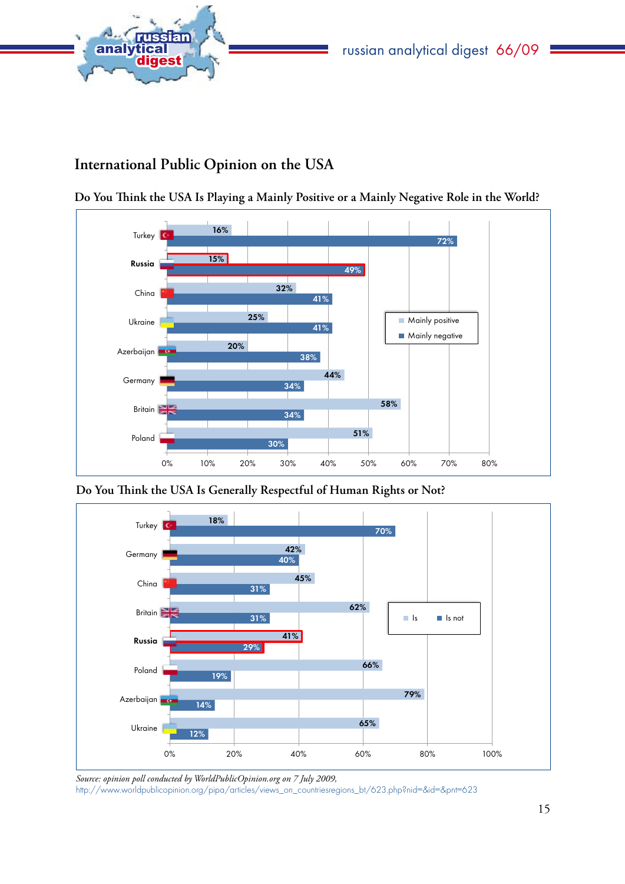## International Public Opinion on the USA

### Do You Think the USA Is Playing a Mainly Positive or a Mainly Negative Role in the World?

| Country | Mainly positive | Mainly negative |
|---|---|---|
| Turkey | 16% | 72% |
| **Russia** | 15% | 49% |
| China | 32% | 41% |
| Ukraine | 25% | 41% |
| Azerbaijan | 20% | 38% |
| Germany | 44% | 34% |
| Britain | 58% | 34% |
| Poland | 51% | 30% |

### Do You Think the USA Is Generally Respectful of Human Rights or Not?

| Country | Is | Is not |
|---|---|---|
| Turkey | 18% | 70% |
| Germany | 42% | 40% |
| China | 45% | 31% |
| Britain | 62% | 31% |
| **Russia** | 41% | 29% |
| Poland | 66% | 19% |
| Azerbaijan | 79% | 14% |
| Ukraine | 65% | 12% |

*Source: opinion poll conducted by WorldPublicOpinion.org on 7 July 2009,*
http://www.worldpublicopinion.org/pipa/articles/views_on_countriesregions_bt/623.php?nid=&id=&pnt=623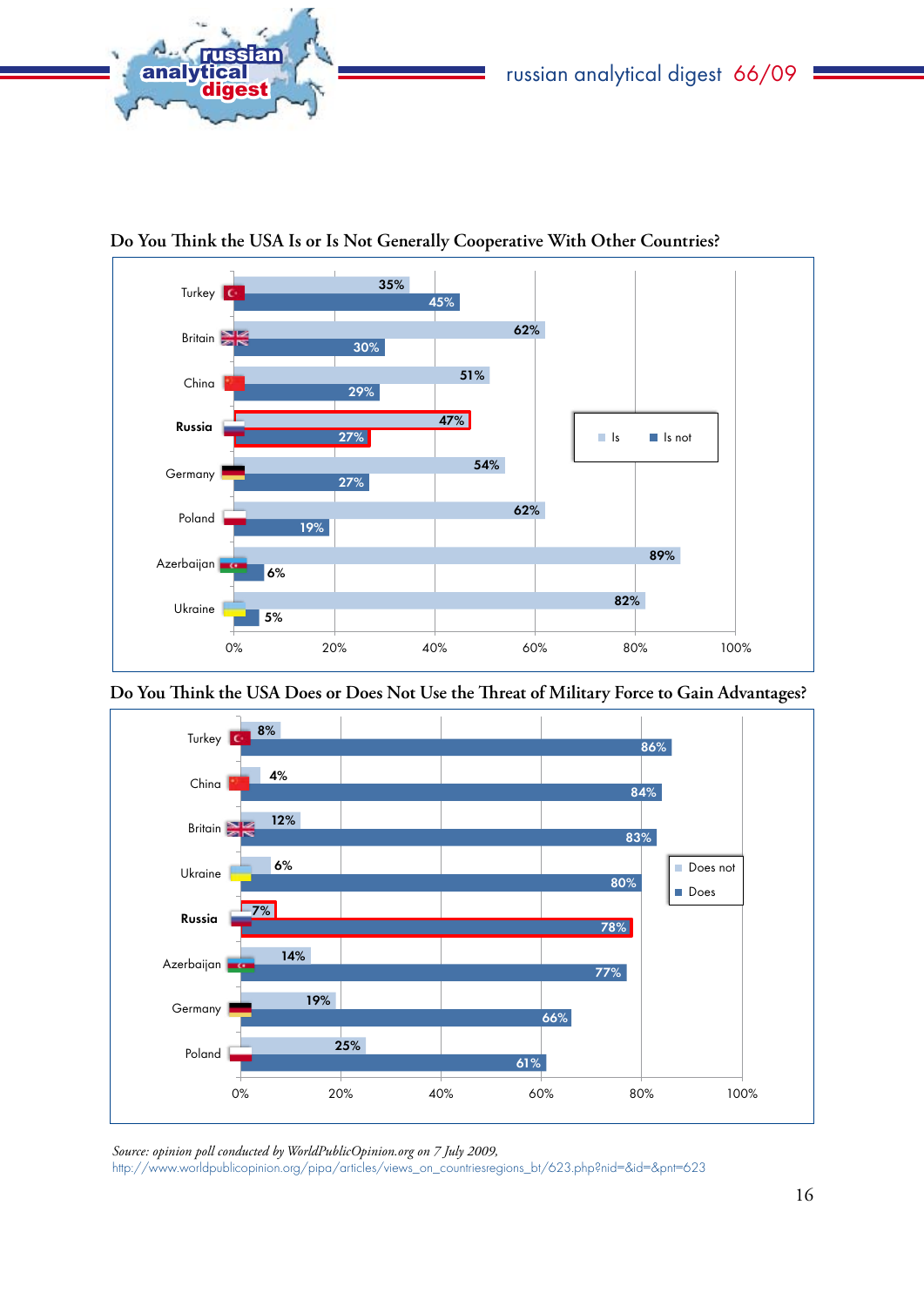## Do You Think the USA Is or Is Not Generally Cooperative With Other Countries?

| Country | Is | Is not |
|---|---|---|
| Turkey | 35% | 45% |
| Britain | 62% | 30% |
| China | 51% | 29% |
| **Russia** | 47% | 27% |
| Germany | 54% | 27% |
| Poland | 62% | 19% |
| Azerbaijan | 89% | 6% |
| Ukraine | 82% | 5% |

## Do You Think the USA Does or Does Not Use the Threat of Military Force to Gain Advantages?

| Country | Does not | Does |
|---|---|---|
| Turkey | 8% | 86% |
| China | 4% | 84% |
| Britain | 12% | 83% |
| Ukraine | 6% | 80% |
| **Russia** | 7% | 78% |
| Azerbaijan | 14% | 77% |
| Germany | 19% | 66% |
| Poland | 25% | 61% |

*Source: opinion poll conducted by WorldPublicOpinion.org on 7 July 2009,*
http://www.worldpublicopinion.org/pipa/articles/views_on_countriesregions_bt/623.php?nid=&id=&pnt=623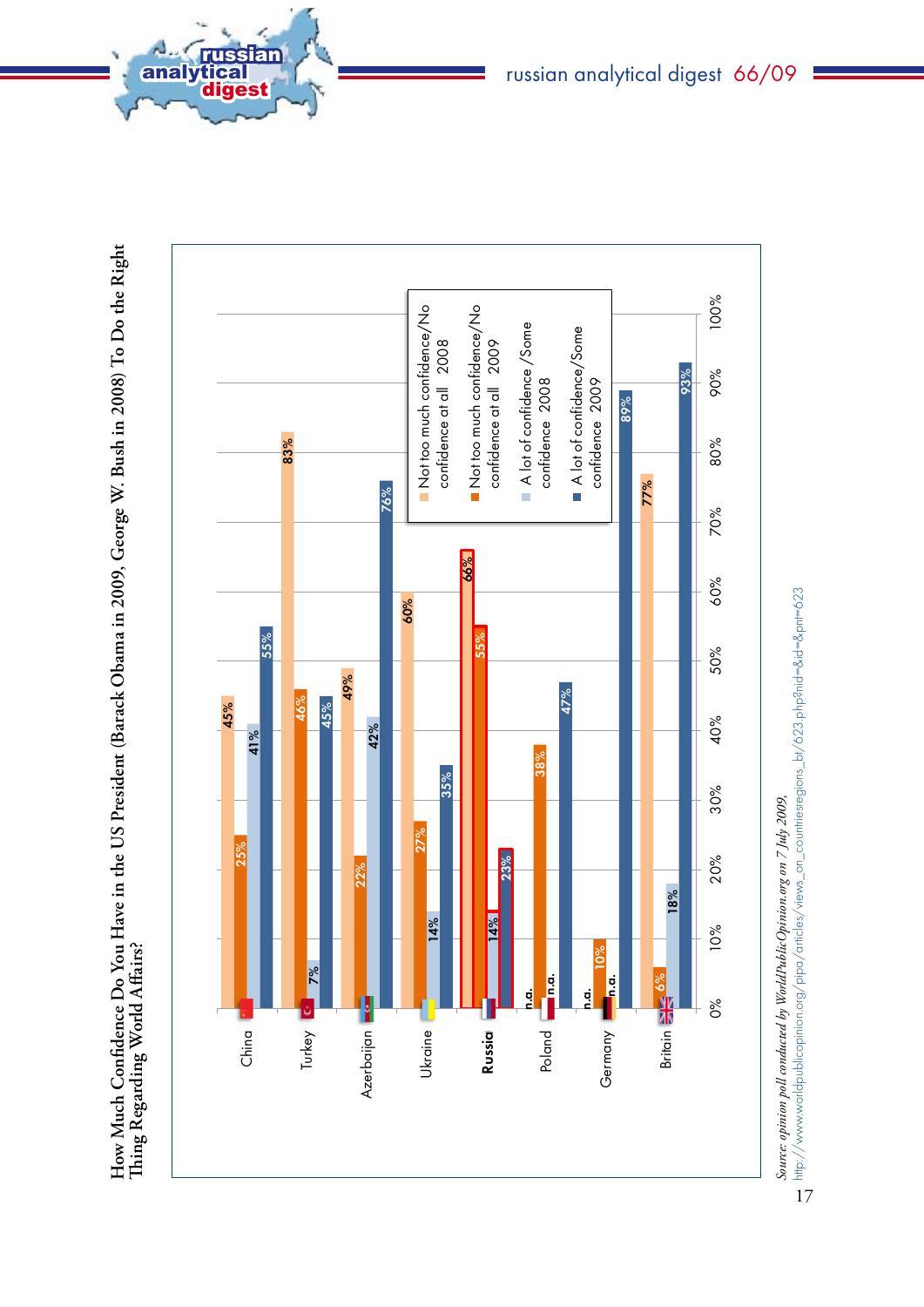**How Much Confidence Do You Have in the US President (Barack Obama in 2009, George W. Bush in 2008) To Do the Right Thing Regarding World Affairs?**

| Country | Not too much confidence/No confidence at all 2008 | Not too much confidence/No confidence at all 2009 | A lot of confidence /Some confidence 2008 | A lot of confidence/Some confidence 2009 |
|---|---|---|---|---|
| China | 45% | 25% | 41% | 55% |
| Turkey | 83% | 46% | 7% | 45% |
| Azerbaijan | 49% | 22% | 42% | 76% |
| Ukraine | 60% | 27% | 14% | 35% |
| Russia | 66% | 55% | 14% | 23% |
| Poland | n.a. | 38% | n.a. | 47% |
| Germany | n.a. | 10% | n.a. | 89% |
| Britain | 77% | 6% | 18% | 93% |

*Source: opinion poll conducted by WorldPublicOpinion.org on 7 July 2009,* http://www.worldpublicopinion.org/pipa/articles/views_on_countriesregions_bt/623.php?nid=&id=&pnt=623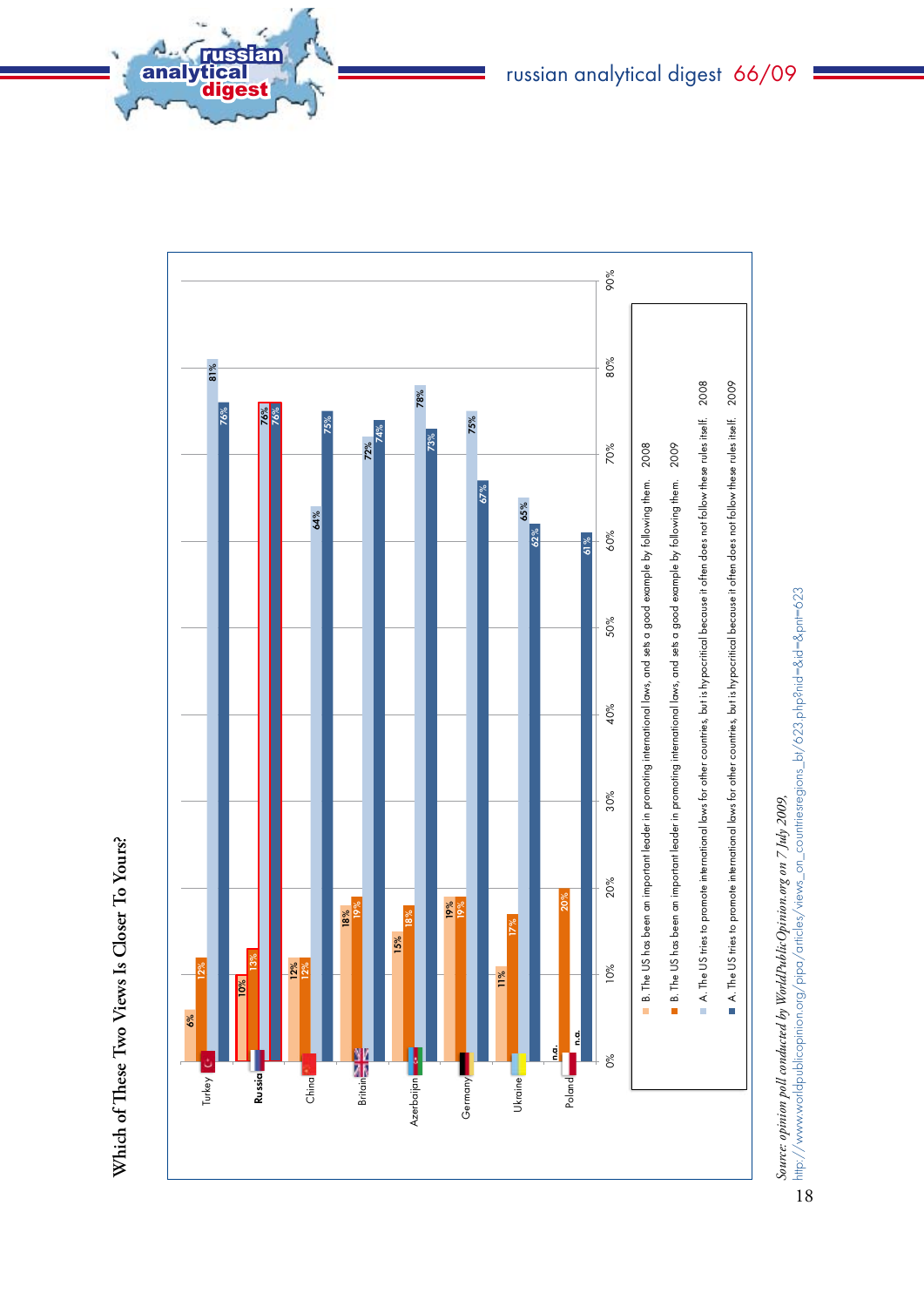## Which of These Two Views Is Closer To Yours?

| Country | B. The US has been an important leader in promoting international laws, and sets a good example by following them. 2008 | B. The US has been an important leader in promoting international laws, and sets a good example by following them. 2009 | A. The US tries to promote international laws for other countries, but is hypocritical because it often does not follow these rules itself. 2008 | A. The US tries to promote international laws for other countries, but is hypocritical because it often does not follow these rules itself. 2009 |
|---|---|---|---|---|
| Turkey | 6% | 12% | 81% | 76% |
| Russia | 10% | 13% | 76% | 76% |
| China | 12% | 12% | 64% | 75% |
| Britain | 18% | 19% | 72% | 74% |
| Azerbaijan | 15% | 18% | 78% | 73% |
| Germany | 19% | 19% | 75% | 67% |
| Ukraine | 11% | 17% | 65% | 62% |
| Poland | n.a. | 20% | n.a. | 61% |

*Source: opinion poll conducted by WorldPublicOpinion.org on 7 July 2009,*
http://www.worldpublicopinion.org/pipa/articles/views_on_countriesregions_bt/623.php?nid=&id=&pnt=623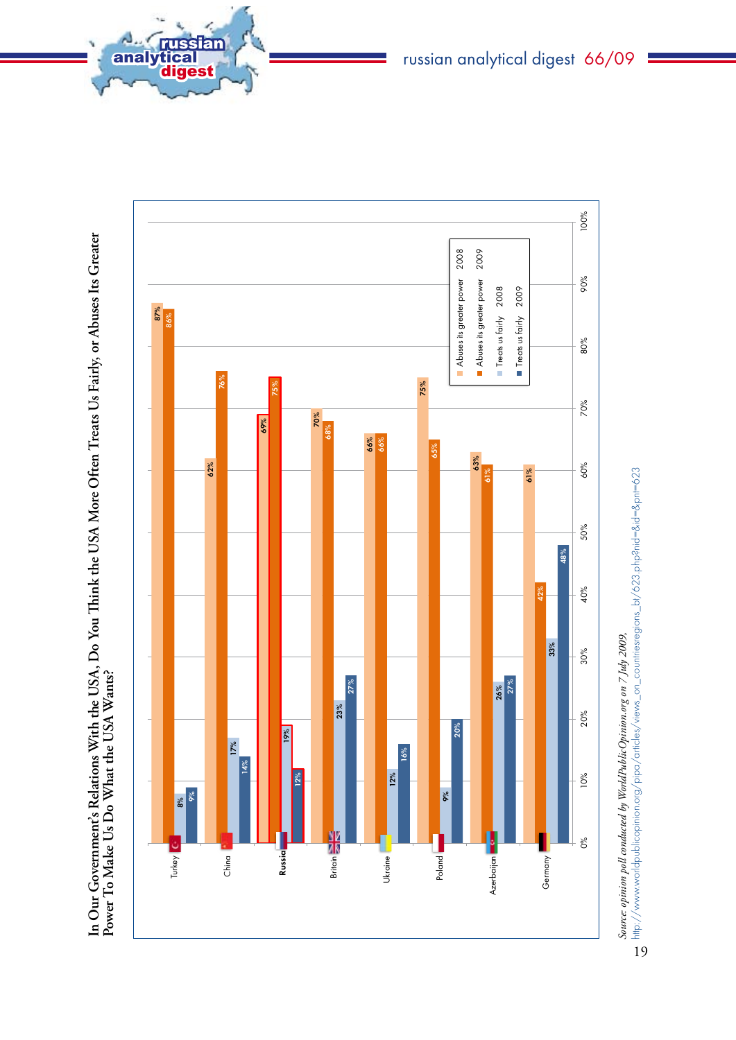## In Our Government's Relations With the USA, Do You Think the USA More Often Treats Us Fairly, or Abuses Its Greater Power To Make Us Do What the USA Wants?

| Country | Abuses its greater power 2008 | Abuses its greater power 2009 | Treats us fairly 2008 | Treats us fairly 2009 |
|---|---|---|---|---|
| Turkey | 87% | 86% | 8% | 9% |
| China | 62% | 76% | 17% | 14% |
| Russia | 69% | 75% | 19% | 12% |
| Britain | 70% | 68% | 23% | 27% |
| Ukraine | 66% | 66% | 12% | 16% |
| Poland | 75% | 65% | 9% | 20% |
| Azerbaijan | 63% | 61% | 26% | 27% |
| Germany | 61% | 42% | 33% | 48% |

*Source: opinion poll conducted by WorldPublicOpinion.org on 7 July 2009,* http://www.worldpublicopinion.org/pipa/articles/views_on_countriesregions_bt/623.php?nid=&id=&pnt=623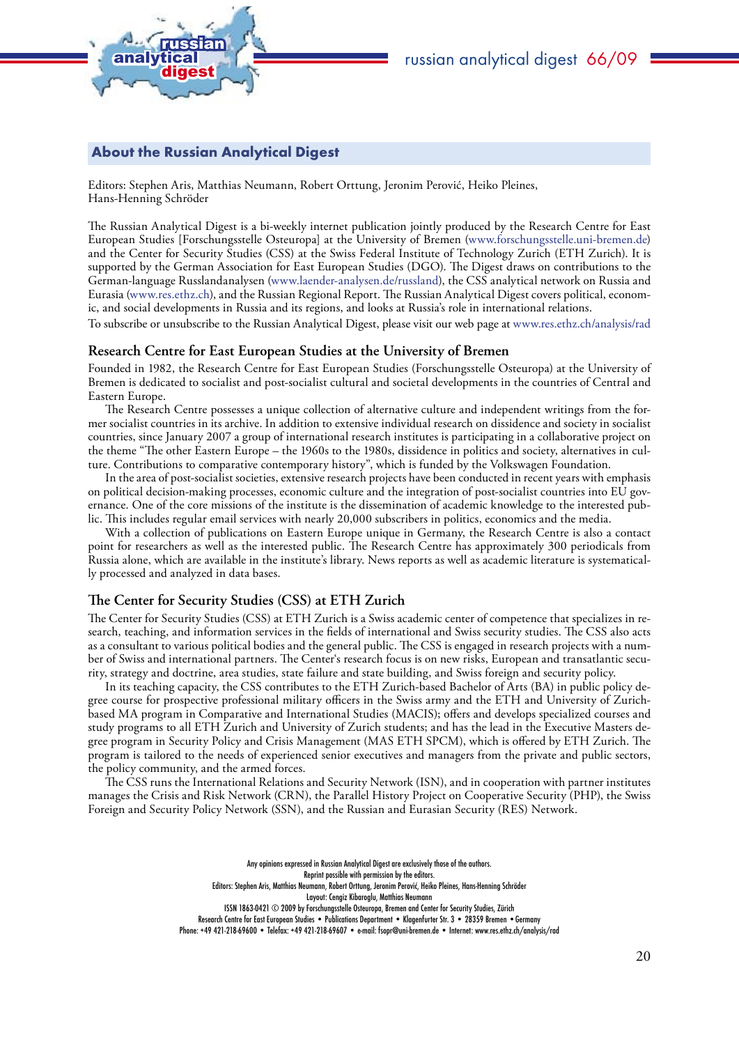## About the Russian Analytical Digest

Editors: Stephen Aris, Matthias Neumann, Robert Orttung, Jeronim Perović, Heiko Pleines, Hans-Henning Schröder

The Russian Analytical Digest is a bi-weekly internet publication jointly produced by the Research Centre for East European Studies [Forschungsstelle Osteuropa] at the University of Bremen (www.forschungsstelle.uni-bremen.de) and the Center for Security Studies (CSS) at the Swiss Federal Institute of Technology Zurich (ETH Zurich). It is supported by the German Association for East European Studies (DGO). The Digest draws on contributions to the German-language Russlandanalysen (www.laender-analysen.de/russland), the CSS analytical network on Russia and Eurasia (www.res.ethz.ch), and the Russian Regional Report. The Russian Analytical Digest covers political, economic, and social developments in Russia and its regions, and looks at Russia's role in international relations.

To subscribe or unsubscribe to the Russian Analytical Digest, please visit our web page at www.res.ethz.ch/analysis/rad

### Research Centre for East European Studies at the University of Bremen

Founded in 1982, the Research Centre for East European Studies (Forschungsstelle Osteuropa) at the University of Bremen is dedicated to socialist and post-socialist cultural and societal developments in the countries of Central and Eastern Europe.

The Research Centre possesses a unique collection of alternative culture and independent writings from the former socialist countries in its archive. In addition to extensive individual research on dissidence and society in socialist countries, since January 2007 a group of international research institutes is participating in a collaborative project on the theme "The other Eastern Europe – the 1960s to the 1980s, dissidence in politics and society, alternatives in culture. Contributions to comparative contemporary history", which is funded by the Volkswagen Foundation.

In the area of post-socialist societies, extensive research projects have been conducted in recent years with emphasis on political decision-making processes, economic culture and the integration of post-socialist countries into EU governance. One of the core missions of the institute is the dissemination of academic knowledge to the interested public. This includes regular email services with nearly 20,000 subscribers in politics, economics and the media.

With a collection of publications on Eastern Europe unique in Germany, the Research Centre is also a contact point for researchers as well as the interested public. The Research Centre has approximately 300 periodicals from Russia alone, which are available in the institute's library. News reports as well as academic literature is systematically processed and analyzed in data bases.

### The Center for Security Studies (CSS) at ETH Zurich

The Center for Security Studies (CSS) at ETH Zurich is a Swiss academic center of competence that specializes in research, teaching, and information services in the fields of international and Swiss security studies. The CSS also acts as a consultant to various political bodies and the general public. The CSS is engaged in research projects with a number of Swiss and international partners. The Center's research focus is on new risks, European and transatlantic security, strategy and doctrine, area studies, state failure and state building, and Swiss foreign and security policy.

In its teaching capacity, the CSS contributes to the ETH Zurich-based Bachelor of Arts (BA) in public policy degree course for prospective professional military officers in the Swiss army and the ETH and University of Zurich-based MA program in Comparative and International Studies (MACIS); offers and develops specialized courses and study programs to all ETH Zurich and University of Zurich students; and has the lead in the Executive Masters degree program in Security Policy and Crisis Management (MAS ETH SPCM), which is offered by ETH Zurich. The program is tailored to the needs of experienced senior executives and managers from the private and public sectors, the policy community, and the armed forces.

The CSS runs the International Relations and Security Network (ISN), and in cooperation with partner institutes manages the Crisis and Risk Network (CRN), the Parallel History Project on Cooperative Security (PHP), the Swiss Foreign and Security Policy Network (SSN), and the Russian and Eurasian Security (RES) Network.

Any opinions expressed in Russian Analytical Digest are exclusively those of the authors.
Reprint possible with permission by the editors.
Editors: Stephen Aris, Matthias Neumann, Robert Orttung, Jeronim Perović, Heiko Pleines, Hans-Henning Schröder
Layout: Cengiz Kibaroglu, Matthias Neumann
ISSN 1863-0421 © 2009 by Forschungsstelle Osteuropa, Bremen and Center for Security Studies, Zürich
Research Centre for East European Studies • Publications Department • Klagenfurter Str. 3 • 28359 Bremen • Germany
Phone: +49 421-218-69600 • Telefax: +49 421-218-69607 • e-mail: fsopr@uni-bremen.de • Internet: www.res.ethz.ch/analysis/rad